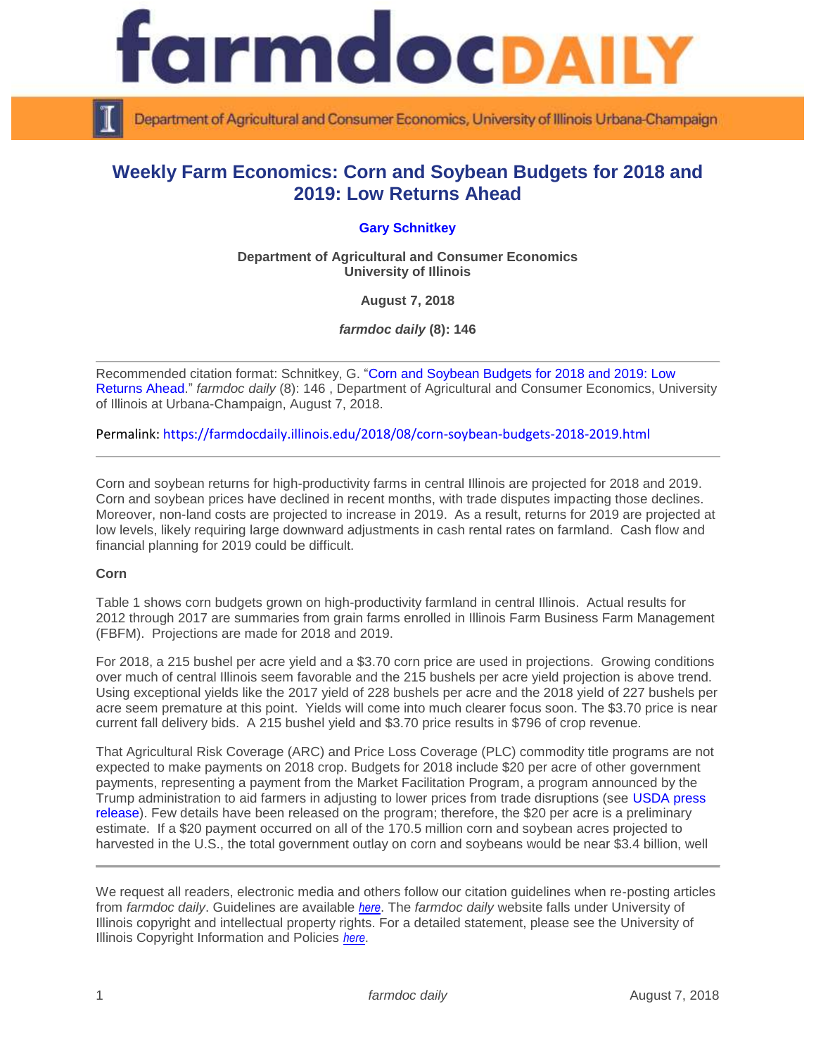# farmdoc DAILY

Department of Agricultural and Consumer Economics, University of Illinois Urbana-Champaign

## Weekly Farm Economics: Corn and Soybean Budgets for 2018 and 2019: Low Returns Ahead

**Gary Schnitkey**

**Department of Agricultural and Consumer Economics**
**University of Illinois**

**August 7, 2018**

***farmdoc daily* (8): 146**

Recommended citation format: Schnitkey, G. "Corn and Soybean Budgets for 2018 and 2019: Low Returns Ahead." *farmdoc daily* (8): 146 , Department of Agricultural and Consumer Economics, University of Illinois at Urbana-Champaign, August 7, 2018.

Permalink: https://farmdocdaily.illinois.edu/2018/08/corn-soybean-budgets-2018-2019.html

Corn and soybean returns for high-productivity farms in central Illinois are projected for 2018 and 2019. Corn and soybean prices have declined in recent months, with trade disputes impacting those declines. Moreover, non-land costs are projected to increase in 2019. As a result, returns for 2019 are projected at low levels, likely requiring large downward adjustments in cash rental rates on farmland. Cash flow and financial planning for 2019 could be difficult.

**Corn**

Table 1 shows corn budgets grown on high-productivity farmland in central Illinois. Actual results for 2012 through 2017 are summaries from grain farms enrolled in Illinois Farm Business Farm Management (FBFM). Projections are made for 2018 and 2019.

For 2018, a 215 bushel per acre yield and a $3.70 corn price are used in projections. Growing conditions over much of central Illinois seem favorable and the 215 bushels per acre yield projection is above trend. Using exceptional yields like the 2017 yield of 228 bushels per acre and the 2018 yield of 227 bushels per acre seem premature at this point. Yields will come into much clearer focus soon. The $3.70 price is near current fall delivery bids. A 215 bushel yield and $3.70 price results in $796 of crop revenue.

That Agricultural Risk Coverage (ARC) and Price Loss Coverage (PLC) commodity title programs are not expected to make payments on 2018 crop. Budgets for 2018 include $20 per acre of other government payments, representing a payment from the Market Facilitation Program, a program announced by the Trump administration to aid farmers in adjusting to lower prices from trade disruptions (see USDA press release). Few details have been released on the program; therefore, the $20 per acre is a preliminary estimate. If a $20 payment occurred on all of the 170.5 million corn and soybean acres projected to harvested in the U.S., the total government outlay on corn and soybeans would be near $3.4 billion, well

We request all readers, electronic media and others follow our citation guidelines when re-posting articles from *farmdoc daily*. Guidelines are available *here*. The *farmdoc daily* website falls under University of Illinois copyright and intellectual property rights. For a detailed statement, please see the University of Illinois Copyright Information and Policies *here*.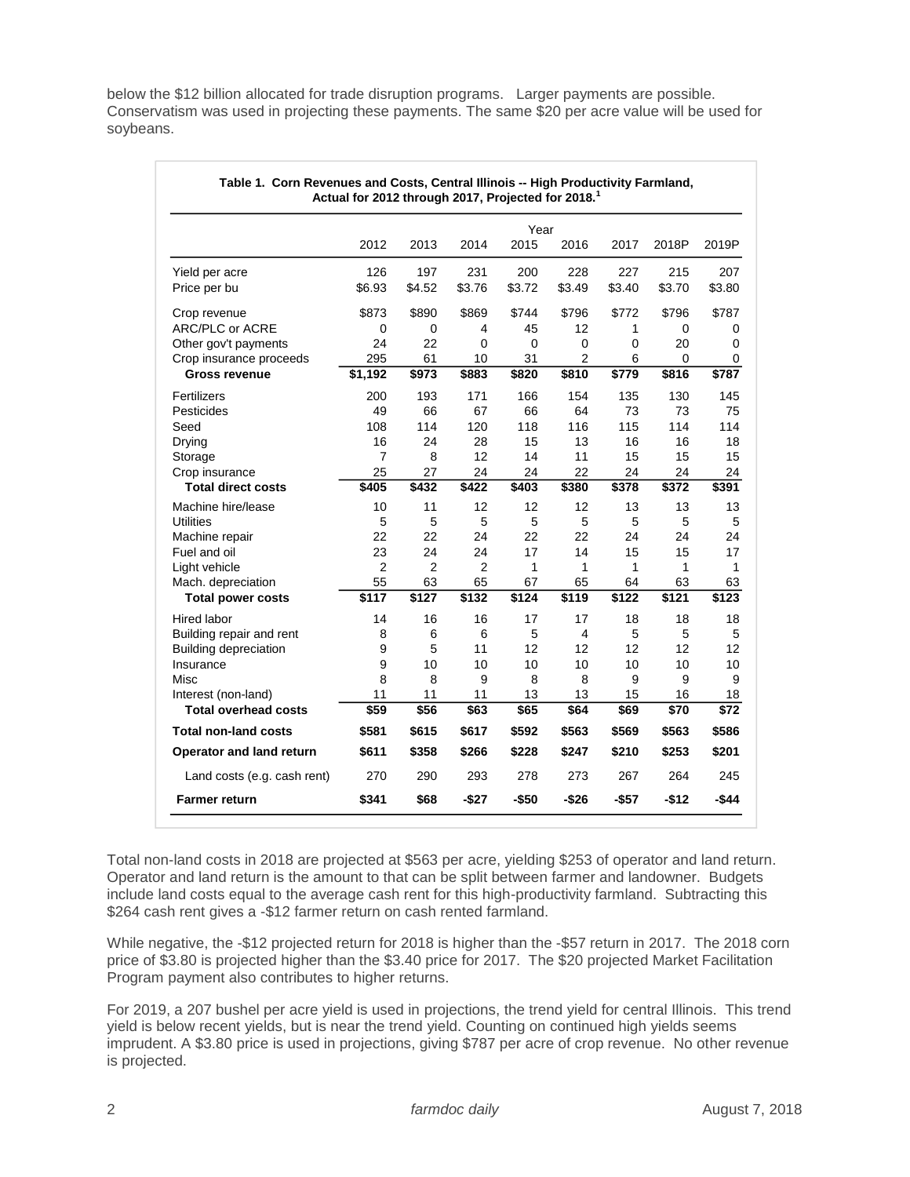below the $12 billion allocated for trade disruption programs. Larger payments are possible. Conservatism was used in projecting these payments. The same $20 per acre value will be used for soybeans.

**Table 1. Corn Revenues and Costs, Central Illinois -- High Productivity Farmland, Actual for 2012 through 2017, Projected for 2018.[1]**

| | Year | | | | | | | |
|---|---|---|---|---|---|---|---|---|
| | 2012 | 2013 | 2014 | 2015 | 2016 | 2017 | 2018P | 2019P |
| Yield per acre | 126 | 197 | 231 | 200 | 228 | 227 | 215 | 207 |
| Price per bu | $6.93 | $4.52 | $3.76 | $3.72 | $3.49 | $3.40 | $3.70 | $3.80 |
| Crop revenue | $873 | $890 | $869 | $744 | $796 | $772 | $796 | $787 |
| ARC/PLC or ACRE | 0 | 0 | 4 | 45 | 12 | 1 | 0 | 0 |
| Other gov't payments | 24 | 22 | 0 | 0 | 0 | 0 | 20 | 0 |
| Crop insurance proceeds | 295 | 61 | 10 | 31 | 2 | 6 | 0 | 0 |
| **Gross revenue** | **$1,192** | **$973** | **$883** | **$820** | **$810** | **$779** | **$816** | **$787** |
| Fertilizers | 200 | 193 | 171 | 166 | 154 | 135 | 130 | 145 |
| Pesticides | 49 | 66 | 67 | 66 | 64 | 73 | 73 | 75 |
| Seed | 108 | 114 | 120 | 118 | 116 | 115 | 114 | 114 |
| Drying | 16 | 24 | 28 | 15 | 13 | 16 | 16 | 18 |
| Storage | 7 | 8 | 12 | 14 | 11 | 15 | 15 | 15 |
| Crop insurance | 25 | 27 | 24 | 24 | 22 | 24 | 24 | 24 |
| **Total direct costs** | **$405** | **$432** | **$422** | **$403** | **$380** | **$378** | **$372** | **$391** |
| Machine hire/lease | 10 | 11 | 12 | 12 | 12 | 13 | 13 | 13 |
| Utilities | 5 | 5 | 5 | 5 | 5 | 5 | 5 | 5 |
| Machine repair | 22 | 22 | 24 | 22 | 22 | 24 | 24 | 24 |
| Fuel and oil | 23 | 24 | 24 | 17 | 14 | 15 | 15 | 17 |
| Light vehicle | 2 | 2 | 2 | 1 | 1 | 1 | 1 | 1 |
| Mach. depreciation | 55 | 63 | 65 | 67 | 65 | 64 | 63 | 63 |
| **Total power costs** | **$117** | **$127** | **$132** | **$124** | **$119** | **$122** | **$121** | **$123** |
| Hired labor | 14 | 16 | 16 | 17 | 17 | 18 | 18 | 18 |
| Building repair and rent | 8 | 6 | 6 | 5 | 4 | 5 | 5 | 5 |
| Building depreciation | 9 | 5 | 11 | 12 | 12 | 12 | 12 | 12 |
| Insurance | 9 | 10 | 10 | 10 | 10 | 10 | 10 | 10 |
| Misc | 8 | 8 | 9 | 8 | 8 | 9 | 9 | 9 |
| Interest (non-land) | 11 | 11 | 11 | 13 | 13 | 15 | 16 | 18 |
| **Total overhead costs** | **$59** | **$56** | **$63** | **$65** | **$64** | **$69** | **$70** | **$72** |
| **Total non-land costs** | **$581** | **$615** | **$617** | **$592** | **$563** | **$569** | **$563** | **$586** |
| **Operator and land return** | **$611** | **$358** | **$266** | **$228** | **$247** | **$210** | **$253** | **$201** |
| Land costs (e.g. cash rent) | 270 | 290 | 293 | 278 | 273 | 267 | 264 | 245 |
| **Farmer return** | **$341** | **$68** | **-$27** | **-$50** | **-$26** | **-$57** | **-$12** | **-$44** |

Total non-land costs in 2018 are projected at $563 per acre, yielding $253 of operator and land return. Operator and land return is the amount to that can be split between farmer and landowner. Budgets include land costs equal to the average cash rent for this high-productivity farmland. Subtracting this $264 cash rent gives a -$12 farmer return on cash rented farmland.

While negative, the -$12 projected return for 2018 is higher than the -$57 return in 2017. The 2018 corn price of $3.80 is projected higher than the $3.40 price for 2017. The $20 projected Market Facilitation Program payment also contributes to higher returns.

For 2019, a 207 bushel per acre yield is used in projections, the trend yield for central Illinois. This trend yield is below recent yields, but is near the trend yield. Counting on continued high yields seems imprudent. A $3.80 price is used in projections, giving $787 per acre of crop revenue. No other revenue is projected.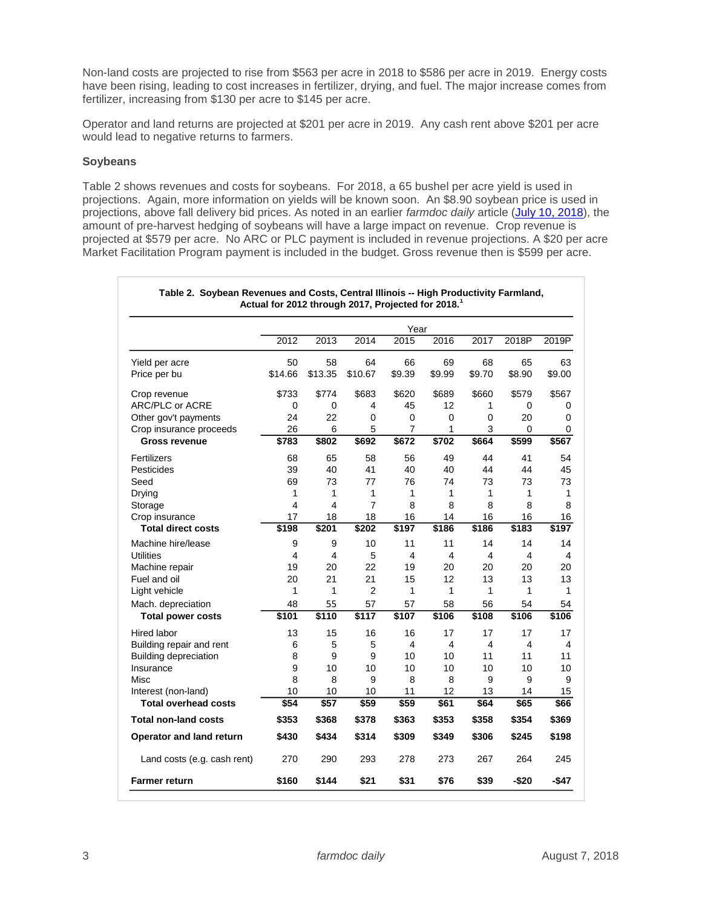Non-land costs are projected to rise from $563 per acre in 2018 to $586 per acre in 2019. Energy costs have been rising, leading to cost increases in fertilizer, drying, and fuel. The major increase comes from fertilizer, increasing from $130 per acre to $145 per acre.

Operator and land returns are projected at $201 per acre in 2019. Any cash rent above $201 per acre would lead to negative returns to farmers.

### Soybeans

Table 2 shows revenues and costs for soybeans. For 2018, a 65 bushel per acre yield is used in projections. Again, more information on yields will be known soon. An $8.90 soybean price is used in projections, above fall delivery bid prices. As noted in an earlier *farmdoc daily* article (July 10, 2018), the amount of pre-harvest hedging of soybeans will have a large impact on revenue. Crop revenue is projected at $579 per acre. No ARC or PLC payment is included in revenue projections. A $20 per acre Market Facilitation Program payment is included in the budget. Gross revenue then is $599 per acre.

**Table 2. Soybean Revenues and Costs, Central Illinois -- High Productivity Farmland, Actual for 2012 through 2017, Projected for 2018.[1]**

| | Year | | | | | | | |
|---|---|---|---|---|---|---|---|---|
| | 2012 | 2013 | 2014 | 2015 | 2016 | 2017 | 2018P | 2019P |
| Yield per acre | 50 | 58 | 64 | 66 | 69 | 68 | 65 | 63 |
| Price per bu | $14.66 | $13.35 | $10.67 | $9.39 | $9.99 | $9.70 | $8.90 | $9.00 |
| Crop revenue | $733 | $774 | $683 | $620 | $689 | $660 | $579 | $567 |
| ARC/PLC or ACRE | 0 | 0 | 4 | 45 | 12 | 1 | 0 | 0 |
| Other gov't payments | 24 | 22 | 0 | 0 | 0 | 0 | 20 | 0 |
| Crop insurance proceeds | 26 | 6 | 5 | 7 | 1 | 3 | 0 | 0 |
| **Gross revenue** | **$783** | **$802** | **$692** | **$672** | **$702** | **$664** | **$599** | **$567** |
| Fertilizers | 68 | 65 | 58 | 56 | 49 | 44 | 41 | 54 |
| Pesticides | 39 | 40 | 41 | 40 | 40 | 44 | 44 | 45 |
| Seed | 69 | 73 | 77 | 76 | 74 | 73 | 73 | 73 |
| Drying | 1 | 1 | 1 | 1 | 1 | 1 | 1 | 1 |
| Storage | 4 | 4 | 7 | 8 | 8 | 8 | 8 | 8 |
| Crop insurance | 17 | 18 | 18 | 16 | 14 | 16 | 16 | 16 |
| **Total direct costs** | **$198** | **$201** | **$202** | **$197** | **$186** | **$186** | **$183** | **$197** |
| Machine hire/lease | 9 | 9 | 10 | 11 | 11 | 14 | 14 | 14 |
| Utilities | 4 | 4 | 5 | 4 | 4 | 4 | 4 | 4 |
| Machine repair | 19 | 20 | 22 | 19 | 20 | 20 | 20 | 20 |
| Fuel and oil | 20 | 21 | 21 | 15 | 12 | 13 | 13 | 13 |
| Light vehicle | 1 | 1 | 2 | 1 | 1 | 1 | 1 | 1 |
| Mach. depreciation | 48 | 55 | 57 | 57 | 58 | 56 | 54 | 54 |
| **Total power costs** | **$101** | **$110** | **$117** | **$107** | **$106** | **$108** | **$106** | **$106** |
| Hired labor | 13 | 15 | 16 | 16 | 17 | 17 | 17 | 17 |
| Building repair and rent | 6 | 5 | 5 | 4 | 4 | 4 | 4 | 4 |
| Building depreciation | 8 | 9 | 9 | 10 | 10 | 11 | 11 | 11 |
| Insurance | 9 | 10 | 10 | 10 | 10 | 10 | 10 | 10 |
| Misc | 8 | 8 | 9 | 8 | 8 | 9 | 9 | 9 |
| Interest (non-land) | 10 | 10 | 10 | 11 | 12 | 13 | 14 | 15 |
| **Total overhead costs** | **$54** | **$57** | **$59** | **$59** | **$61** | **$64** | **$65** | **$66** |
| **Total non-land costs** | **$353** | **$368** | **$378** | **$363** | **$353** | **$358** | **$354** | **$369** |
| **Operator and land return** | **$430** | **$434** | **$314** | **$309** | **$349** | **$306** | **$245** | **$198** |
| Land costs (e.g. cash rent) | 270 | 290 | 293 | 278 | 273 | 267 | 264 | 245 |
| **Farmer return** | **$160** | **$144** | **$21** | **$31** | **$76** | **$39** | **-$20** | **-$47** |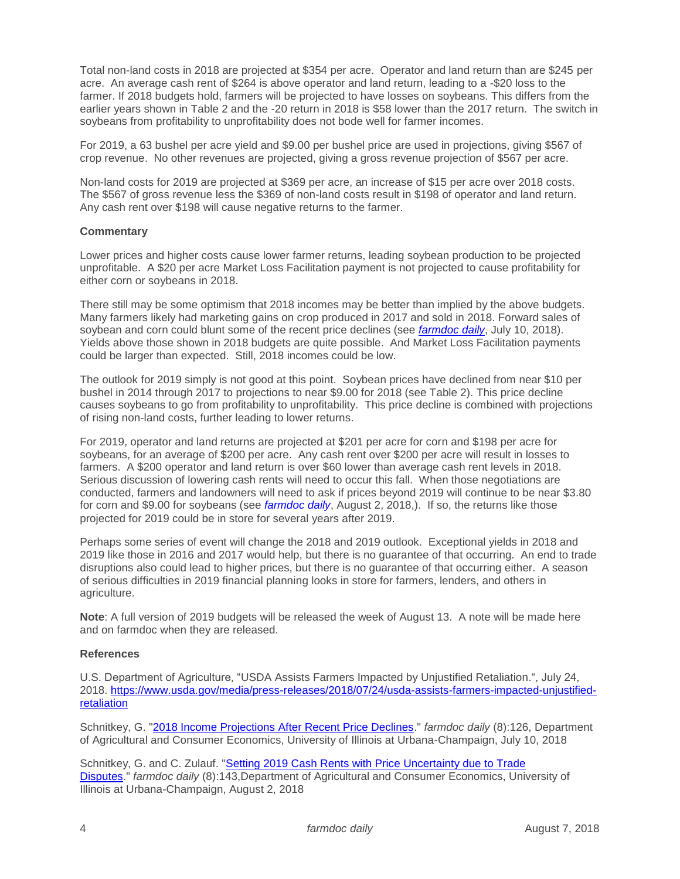Total non-land costs in 2018 are projected at $354 per acre. Operator and land return than are $245 per acre. An average cash rent of $264 is above operator and land return, leading to a -$20 loss to the farmer. If 2018 budgets hold, farmers will be projected to have losses on soybeans. This differs from the earlier years shown in Table 2 and the -20 return in 2018 is $58 lower than the 2017 return. The switch in soybeans from profitability to unprofitability does not bode well for farmer incomes.

For 2019, a 63 bushel per acre yield and $9.00 per bushel price are used in projections, giving $567 of crop revenue. No other revenues are projected, giving a gross revenue projection of $567 per acre.

Non-land costs for 2019 are projected at $369 per acre, an increase of $15 per acre over 2018 costs. The $567 of gross revenue less the $369 of non-land costs result in $198 of operator and land return. Any cash rent over $198 will cause negative returns to the farmer.

**Commentary**

Lower prices and higher costs cause lower farmer returns, leading soybean production to be projected unprofitable. A $20 per acre Market Loss Facilitation payment is not projected to cause profitability for either corn or soybeans in 2018.

There still may be some optimism that 2018 incomes may be better than implied by the above budgets. Many farmers likely had marketing gains on crop produced in 2017 and sold in 2018. Forward sales of soybean and corn could blunt some of the recent price declines (see *farmdoc daily*, July 10, 2018). Yields above those shown in 2018 budgets are quite possible. And Market Loss Facilitation payments could be larger than expected. Still, 2018 incomes could be low.

The outlook for 2019 simply is not good at this point. Soybean prices have declined from near $10 per bushel in 2014 through 2017 to projections to near $9.00 for 2018 (see Table 2). This price decline causes soybeans to go from profitability to unprofitability. This price decline is combined with projections of rising non-land costs, further leading to lower returns.

For 2019, operator and land returns are projected at $201 per acre for corn and $198 per acre for soybeans, for an average of $200 per acre. Any cash rent over $200 per acre will result in losses to farmers. A $200 operator and land return is over $60 lower than average cash rent levels in 2018. Serious discussion of lowering cash rents will need to occur this fall. When those negotiations are conducted, farmers and landowners will need to ask if prices beyond 2019 will continue to be near $3.80 for corn and $9.00 for soybeans (see *farmdoc daily*, August 2, 2018,). If so, the returns like those projected for 2019 could be in store for several years after 2019.

Perhaps some series of event will change the 2018 and 2019 outlook. Exceptional yields in 2018 and 2019 like those in 2016 and 2017 would help, but there is no guarantee of that occurring. An end to trade disruptions also could lead to higher prices, but there is no guarantee of that occurring either. A season of serious difficulties in 2019 financial planning looks in store for farmers, lenders, and others in agriculture.

**Note**: A full version of 2019 budgets will be released the week of August 13. A note will be made here and on farmdoc when they are released.

**References**

U.S. Department of Agriculture, "USDA Assists Farmers Impacted by Unjustified Retaliation.", July 24, 2018. https://www.usda.gov/media/press-releases/2018/07/24/usda-assists-farmers-impacted-unjustified-retaliation

Schnitkey, G. "2018 Income Projections After Recent Price Declines." *farmdoc daily* (8):126, Department of Agricultural and Consumer Economics, University of Illinois at Urbana-Champaign, July 10, 2018

Schnitkey, G. and C. Zulauf. "Setting 2019 Cash Rents with Price Uncertainty due to Trade Disputes." *farmdoc daily* (8):143,Department of Agricultural and Consumer Economics, University of Illinois at Urbana-Champaign, August 2, 2018